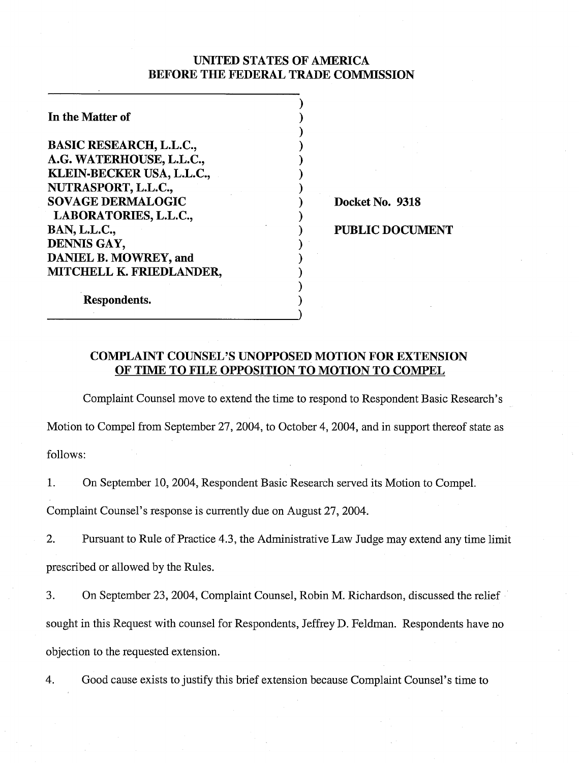# UNITED STATES OF AMERICA
# BEFORE THE FEDERAL TRADE COMMISSION

| | |
|---|---|
| **In the Matter of**<br><br>**BASIC RESEARCH, L.L.C.,**<br>**A.G. WATERHOUSE, L.L.C.,**<br>**KLEIN-BECKER USA, L.L.C.,**<br>**NUTRASPORT, L.L.C.,**<br>**SOVAGE DERMALOGIC LABORATORIES, L.L.C.,**<br>**BAN, L.L.C.,**<br>**DENNIS GAY,**<br>**DANIEL B. MOWREY, and**<br>**MITCHELL K. FRIEDLANDER,**<br><br>**Respondents.** | **Docket No. 9318**<br><br>**PUBLIC DOCUMENT** |

## COMPLAINT COUNSEL'S UNOPPOSED MOTION FOR EXTENSION OF TIME TO FILE OPPOSITION TO MOTION TO COMPEL

Complaint Counsel move to extend the time to respond to Respondent Basic Research's Motion to Compel from September 27, 2004, to October 4, 2004, and in support thereof state as follows:

1. On September 10, 2004, Respondent Basic Research served its Motion to Compel. Complaint Counsel's response is currently due on August 27, 2004.

2. Pursuant to Rule of Practice 4.3, the Administrative Law Judge may extend any time limit prescribed or allowed by the Rules.

3. On September 23, 2004, Complaint Counsel, Robin M. Richardson, discussed the relief sought in this Request with counsel for Respondents, Jeffrey D. Feldman. Respondents have no objection to the requested extension.

4. Good cause exists to justify this brief extension because Complaint Counsel's time to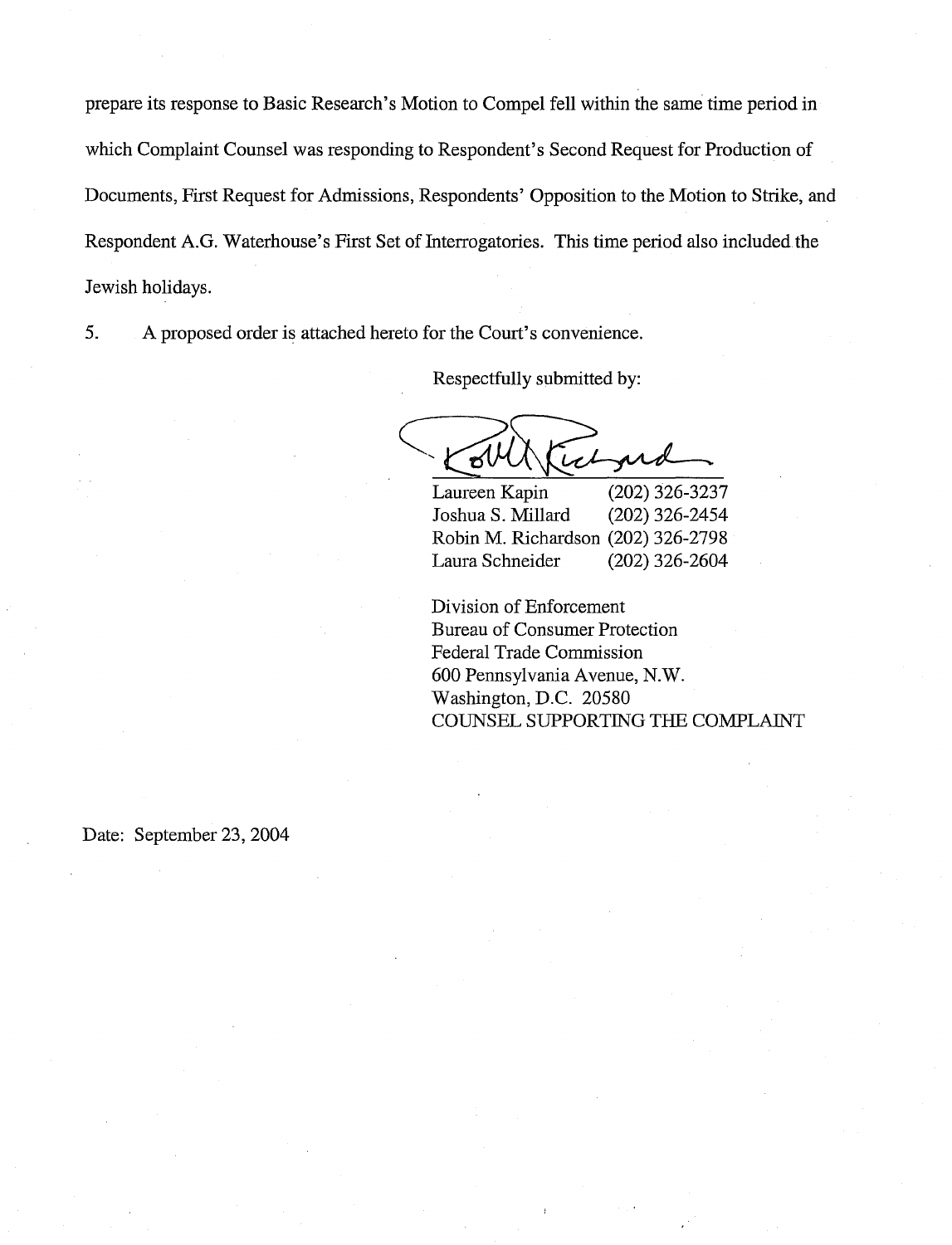prepare its response to Basic Research's Motion to Compel fell within the same time period in which Complaint Counsel was responding to Respondent's Second Request for Production of Documents, First Request for Admissions, Respondents' Opposition to the Motion to Strike, and Respondent A.G. Waterhouse's First Set of Interrogatories. This time period also included the Jewish holidays.

5. A proposed order is attached hereto for the Court's convenience.

Respectfully submitted by:

| | |
|---|---|
| Laureen Kapin | (202) 326-3237 |
| Joshua S. Millard | (202) 326-2454 |
| Robin M. Richardson | (202) 326-2798 |
| Laura Schneider | (202) 326-2604 |

Division of Enforcement
Bureau of Consumer Protection
Federal Trade Commission
600 Pennsylvania Avenue, N.W.
Washington, D.C. 20580
COUNSEL SUPPORTING THE COMPLAINT

Date: September 23, 2004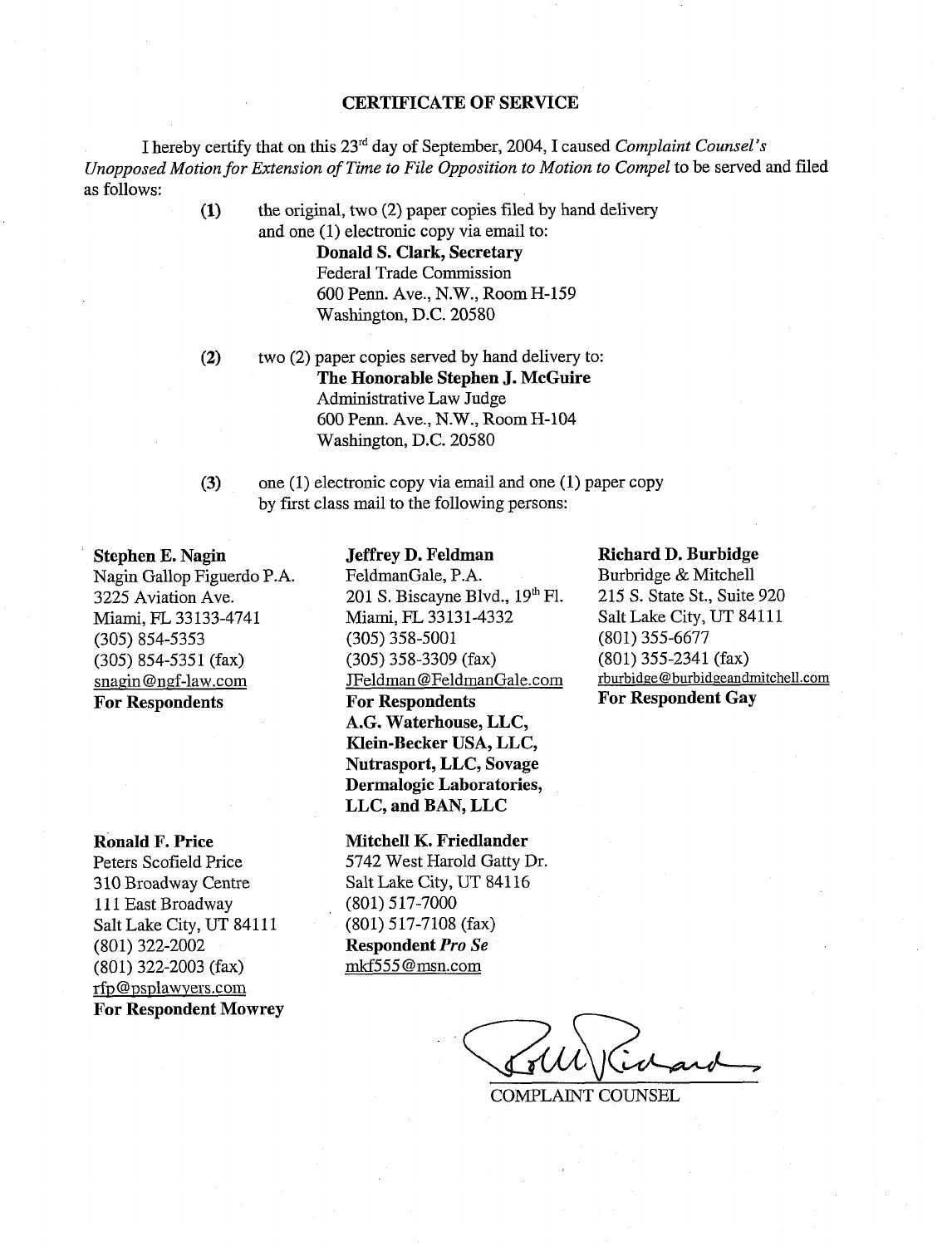# CERTIFICATE OF SERVICE

I hereby certify that on this 23rd day of September, 2004, I caused *Complaint Counsel's Unopposed Motion for Extension of Time to File Opposition to Motion to Compel* to be served and filed as follows:

**(1)** the original, two (2) paper copies filed by hand delivery and one (1) electronic copy via email to:

**Donald S. Clark, Secretary**
Federal Trade Commission
600 Penn. Ave., N.W., Room H-159
Washington, D.C. 20580

**(2)** two (2) paper copies served by hand delivery to:

**The Honorable Stephen J. McGuire**
Administrative Law Judge
600 Penn. Ave., N.W., Room H-104
Washington, D.C. 20580

**(3)** one (1) electronic copy via email and one (1) paper copy by first class mail to the following persons:

**Stephen E. Nagin**
Nagin Gallop Figuerdo P.A.
3225 Aviation Ave.
Miami, FL 33133-4741
(305) 854-5353
(305) 854-5351 (fax)
snagin@ngf-law.com
**For Respondents**

**Jeffrey D. Feldman**
FeldmanGale, P.A.
201 S. Biscayne Blvd., 19th Fl.
Miami, FL 33131-4332
(305) 358-5001
(305) 358-3309 (fax)
JFeldman@FeldmanGale.com
**For Respondents A.G. Waterhouse, LLC, Klein-Becker USA, LLC, Nutrasport, LLC, Sovage Dermalogic Laboratories, LLC, and BAN, LLC**

**Richard D. Burbidge**
Burbridge & Mitchell
215 S. State St., Suite 920
Salt Lake City, UT 84111
(801) 355-6677
(801) 355-2341 (fax)
rburbidge@burbidgeandmitchell.com
**For Respondent Gay**

**Ronald F. Price**
Peters Scofield Price
310 Broadway Centre
111 East Broadway
Salt Lake City, UT 84111
(801) 322-2002
(801) 322-2003 (fax)
rfp@psplawyers.com
**For Respondent Mowrey**

**Mitchell K. Friedlander**
5742 West Harold Gatty Dr.
Salt Lake City, UT 84116
(801) 517-7000
(801) 517-7108 (fax)
**Respondent *Pro Se***
mkf555@msn.com

COMPLAINT COUNSEL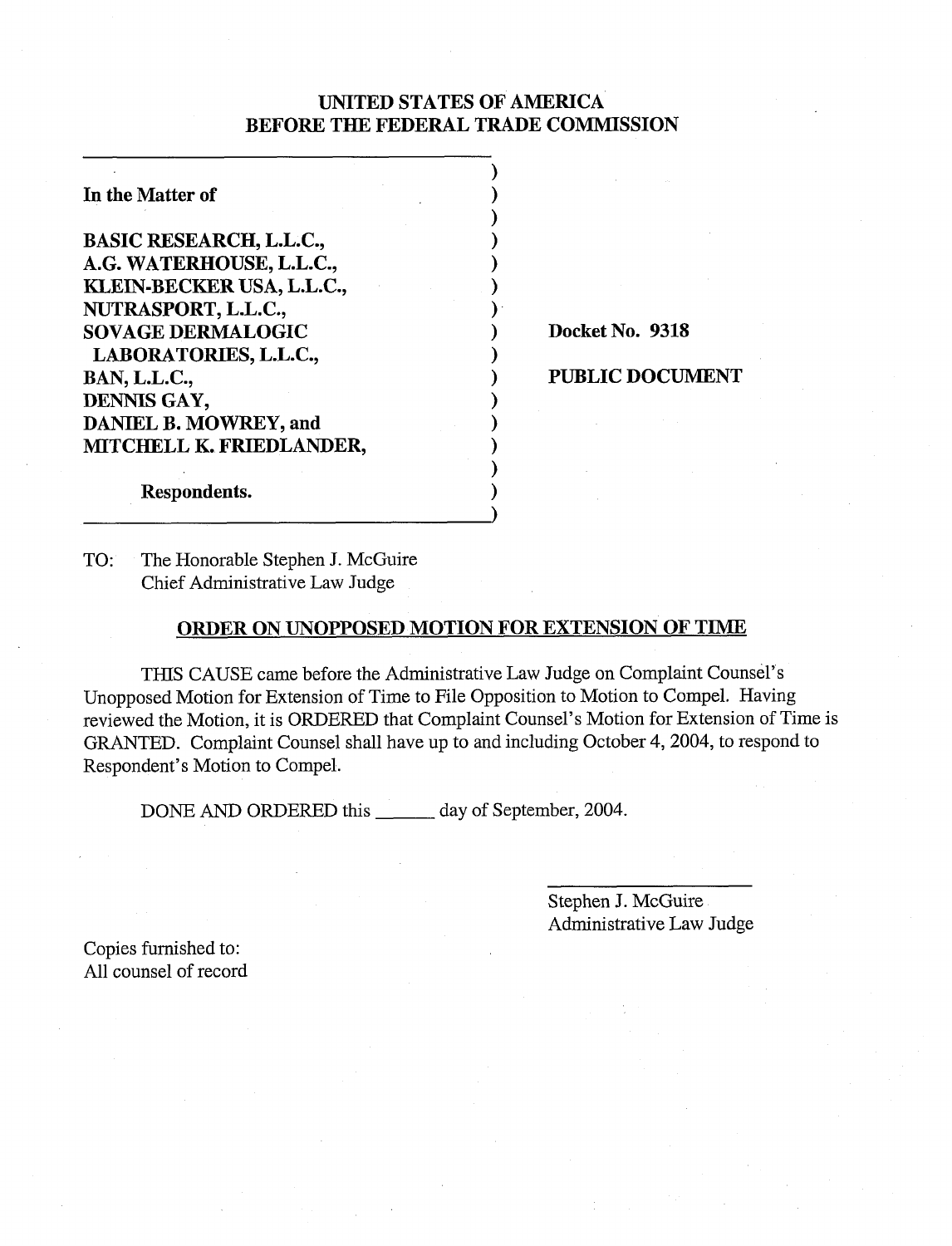**UNITED STATES OF AMERICA**
**BEFORE THE FEDERAL TRADE COMMISSION**

| | |
|---|---|
| **In the Matter of** | |
| **BASIC RESEARCH, L.L.C.,** | |
| **A.G. WATERHOUSE, L.L.C.,** | |
| **KLEIN-BECKER USA, L.L.C.,** | |
| **NUTRASPORT, L.L.C.,** | |
| **SOVAGE DERMALOGIC LABORATORIES, L.L.C.,** | **Docket No. 9318** |
| **BAN, L.L.C.,** | **PUBLIC DOCUMENT** |
| **DENNIS GAY,** | |
| **DANIEL B. MOWREY, and** | |
| **MITCHELL K. FRIEDLANDER,** | |
| **Respondents.** | |

TO: The Honorable Stephen J. McGuire
Chief Administrative Law Judge

**ORDER ON UNOPPOSED MOTION FOR EXTENSION OF TIME**

THIS CAUSE came before the Administrative Law Judge on Complaint Counsel's Unopposed Motion for Extension of Time to File Opposition to Motion to Compel. Having reviewed the Motion, it is ORDERED that Complaint Counsel's Motion for Extension of Time is GRANTED. Complaint Counsel shall have up to and including October 4, 2004, to respond to Respondent's Motion to Compel.

DONE AND ORDERED this ______ day of September, 2004.

______________________
Stephen J. McGuire
Administrative Law Judge

Copies furnished to:
All counsel of record